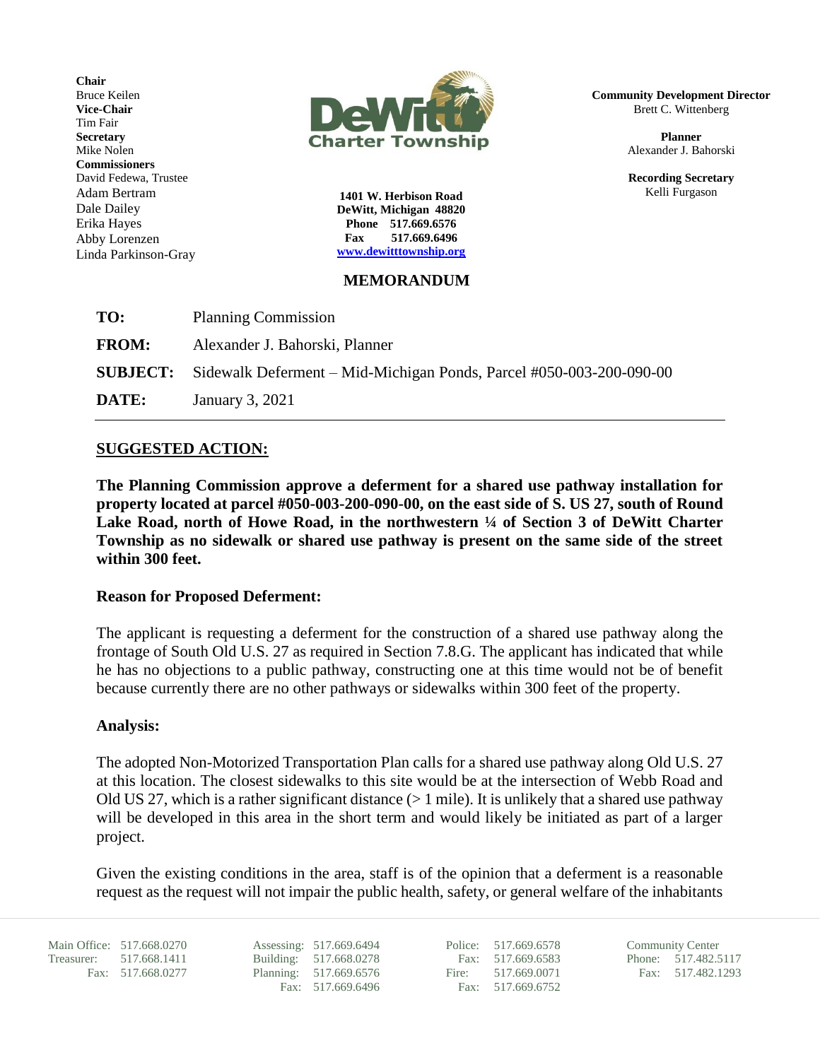**Chair**
Bruce Keilen
**Vice-Chair**
Tim Fair
**Secretary**
Mike Nolen
**Commissioners**
David Fedewa, Trustee
Adam Bertram
Dale Dailey
Erika Hayes
Abby Lorenzen
Linda Parkinson-Gray

**DeWitt Charter Township**

**1401 W. Herbison Road**
**DeWitt, Michigan 48820**
**Phone 517.669.6576**
**Fax 517.669.6496**
**www.dewitttownship.org**

**Community Development Director**
Brett C. Wittenberg

**Planner**
Alexander J. Bahorski

**Recording Secretary**
Kelli Furgason

## MEMORANDUM

| | |
|---|---|
| **TO:** | Planning Commission |
| **FROM:** | Alexander J. Bahorski, Planner |
| **SUBJECT:** | Sidewalk Deferment – Mid-Michigan Ponds, Parcel #050-003-200-090-00 |
| **DATE:** | January 3, 2021 |

---

### SUGGESTED ACTION:

**The Planning Commission approve a deferment for a shared use pathway installation for property located at parcel #050-003-200-090-00, on the east side of S. US 27, south of Round Lake Road, north of Howe Road, in the northwestern ¼ of Section 3 of DeWitt Charter Township as no sidewalk or shared use pathway is present on the same side of the street within 300 feet.**

### Reason for Proposed Deferment:

The applicant is requesting a deferment for the construction of a shared use pathway along the frontage of South Old U.S. 27 as required in Section 7.8.G. The applicant has indicated that while he has no objections to a public pathway, constructing one at this time would not be of benefit because currently there are no other pathways or sidewalks within 300 feet of the property.

### Analysis:

The adopted Non-Motorized Transportation Plan calls for a shared use pathway along Old U.S. 27 at this location. The closest sidewalks to this site would be at the intersection of Webb Road and Old US 27, which is a rather significant distance (> 1 mile). It is unlikely that a shared use pathway will be developed in this area in the short term and would likely be initiated as part of a larger project.

Given the existing conditions in the area, staff is of the opinion that a deferment is a reasonable request as the request will not impair the public health, safety, or general welfare of the inhabitants

| | | | | | | | |
|---|---|---|---|---|---|---|---|
| Main Office: | 517.668.0270 | Assessing: | 517.669.6494 | Police: | 517.669.6578 | Community Center | |
| Treasurer: | 517.668.1411 | Building: | 517.668.0278 | Fax: | 517.669.6583 | Phone: | 517.482.5117 |
| Fax: | 517.668.0277 | Planning: | 517.669.6576 | Fire: | 517.669.0071 | Fax: | 517.482.1293 |
| | | Fax: | 517.669.6496 | Fax: | 517.669.6752 | | |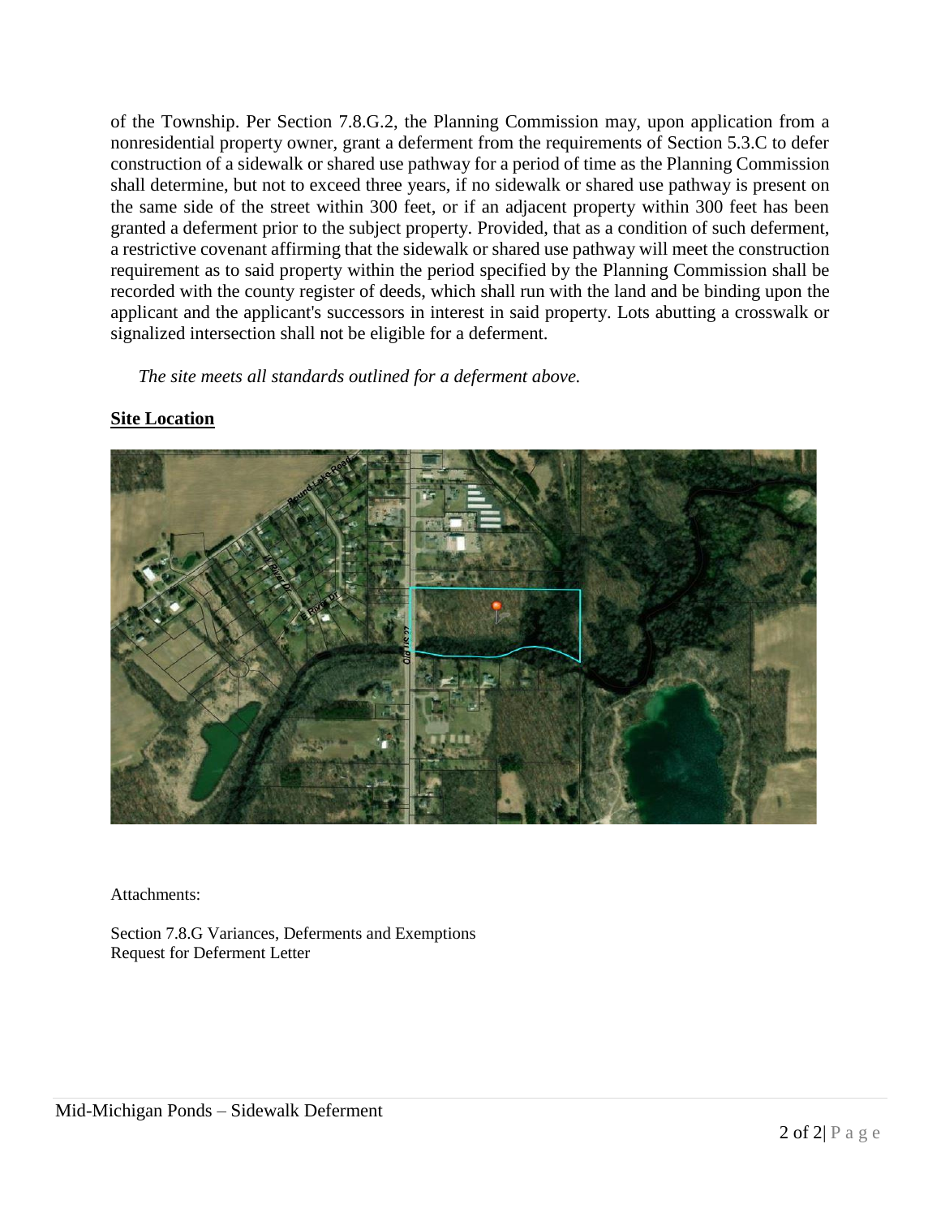of the Township. Per Section 7.8.G.2, the Planning Commission may, upon application from a nonresidential property owner, grant a deferment from the requirements of Section 5.3.C to defer construction of a sidewalk or shared use pathway for a period of time as the Planning Commission shall determine, but not to exceed three years, if no sidewalk or shared use pathway is present on the same side of the street within 300 feet, or if an adjacent property within 300 feet has been granted a deferment prior to the subject property. Provided, that as a condition of such deferment, a restrictive covenant affirming that the sidewalk or shared use pathway will meet the construction requirement as to said property within the period specified by the Planning Commission shall be recorded with the county register of deeds, which shall run with the land and be binding upon the applicant and the applicant's successors in interest in said property. Lots abutting a crosswalk or signalized intersection shall not be eligible for a deferment.

*The site meets all standards outlined for a deferment above.*

## Site Location

Attachments:

Section 7.8.G Variances, Deferments and Exemptions
Request for Deferment Letter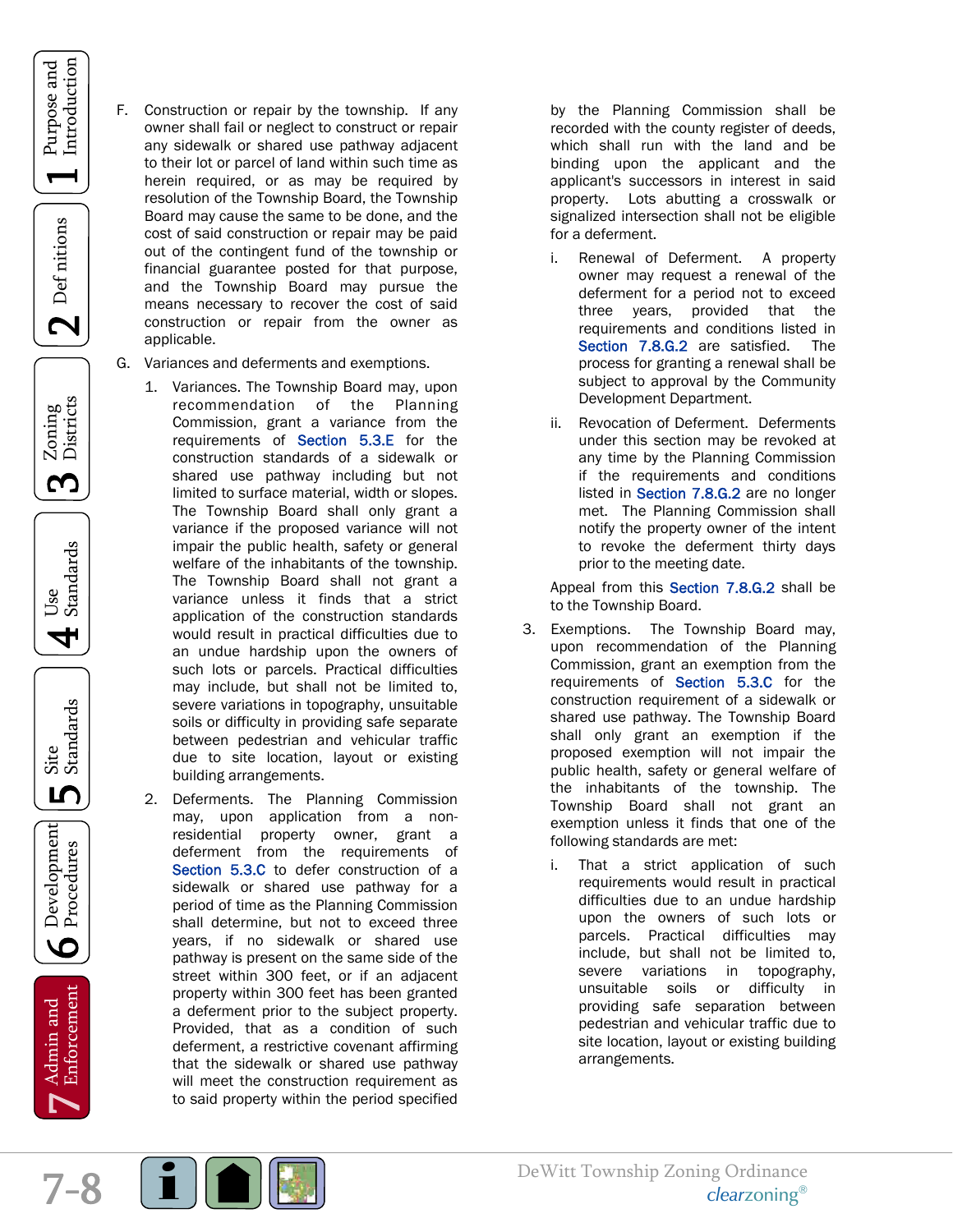F. Construction or repair by the township. If any owner shall fail or neglect to construct or repair any sidewalk or shared use pathway adjacent to their lot or parcel of land within such time as herein required, or as may be required by resolution of the Township Board, the Township Board may cause the same to be done, and the cost of said construction or repair may be paid out of the contingent fund of the township or financial guarantee posted for that purpose, and the Township Board may pursue the means necessary to recover the cost of said construction or repair from the owner as applicable.

G. Variances and deferments and exemptions.

1. Variances. The Township Board may, upon recommendation of the Planning Commission, grant a variance from the requirements of Section 5.3.E for the construction standards of a sidewalk or shared use pathway including but not limited to surface material, width or slopes. The Township Board shall only grant a variance if the proposed variance will not impair the public health, safety or general welfare of the inhabitants of the township. The Township Board shall not grant a variance unless it finds that a strict application of the construction standards would result in practical difficulties due to an undue hardship upon the owners of such lots or parcels. Practical difficulties may include, but shall not be limited to, severe variations in topography, unsuitable soils or difficulty in providing safe separate between pedestrian and vehicular traffic due to site location, layout or existing building arrangements.

2. Deferments. The Planning Commission may, upon application from a non-residential property owner, grant a deferment from the requirements of Section 5.3.C to defer construction of a sidewalk or shared use pathway for a period of time as the Planning Commission shall determine, but not to exceed three years, if no sidewalk or shared use pathway is present on the same side of the street within 300 feet, or if an adjacent property within 300 feet has been granted a deferment prior to the subject property. Provided, that as a condition of such deferment, a restrictive covenant affirming that the sidewalk or shared use pathway will meet the construction requirement as to said property within the period specified by the Planning Commission shall be recorded with the county register of deeds, which shall run with the land and be binding upon the applicant and the applicant's successors in interest in said property. Lots abutting a crosswalk or signalized intersection shall not be eligible for a deferment.

   i. Renewal of Deferment. A property owner may request a renewal of the deferment for a period not to exceed three years, provided that the requirements and conditions listed in Section 7.8.G.2 are satisfied. The process for granting a renewal shall be subject to approval by the Community Development Department.

   ii. Revocation of Deferment. Deferments under this section may be revoked at any time by the Planning Commission if the requirements and conditions listed in Section 7.8.G.2 are no longer met. The Planning Commission shall notify the property owner of the intent to revoke the deferment thirty days prior to the meeting date.

   Appeal from this Section 7.8.G.2 shall be to the Township Board.

3. Exemptions. The Township Board may, upon recommendation of the Planning Commission, grant an exemption from the requirements of Section 5.3.C for the construction requirement of a sidewalk or shared use pathway. The Township Board shall only grant an exemption if the proposed exemption will not impair the public health, safety or general welfare of the inhabitants of the township. The Township Board shall not grant an exemption unless it finds that one of the following standards are met:

   i. That a strict application of such requirements would result in practical difficulties due to an undue hardship upon the owners of such lots or parcels. Practical difficulties may include, but shall not be limited to, severe variations in topography, unsuitable soils or difficulty in providing safe separation between pedestrian and vehicular traffic due to site location, layout or existing building arrangements.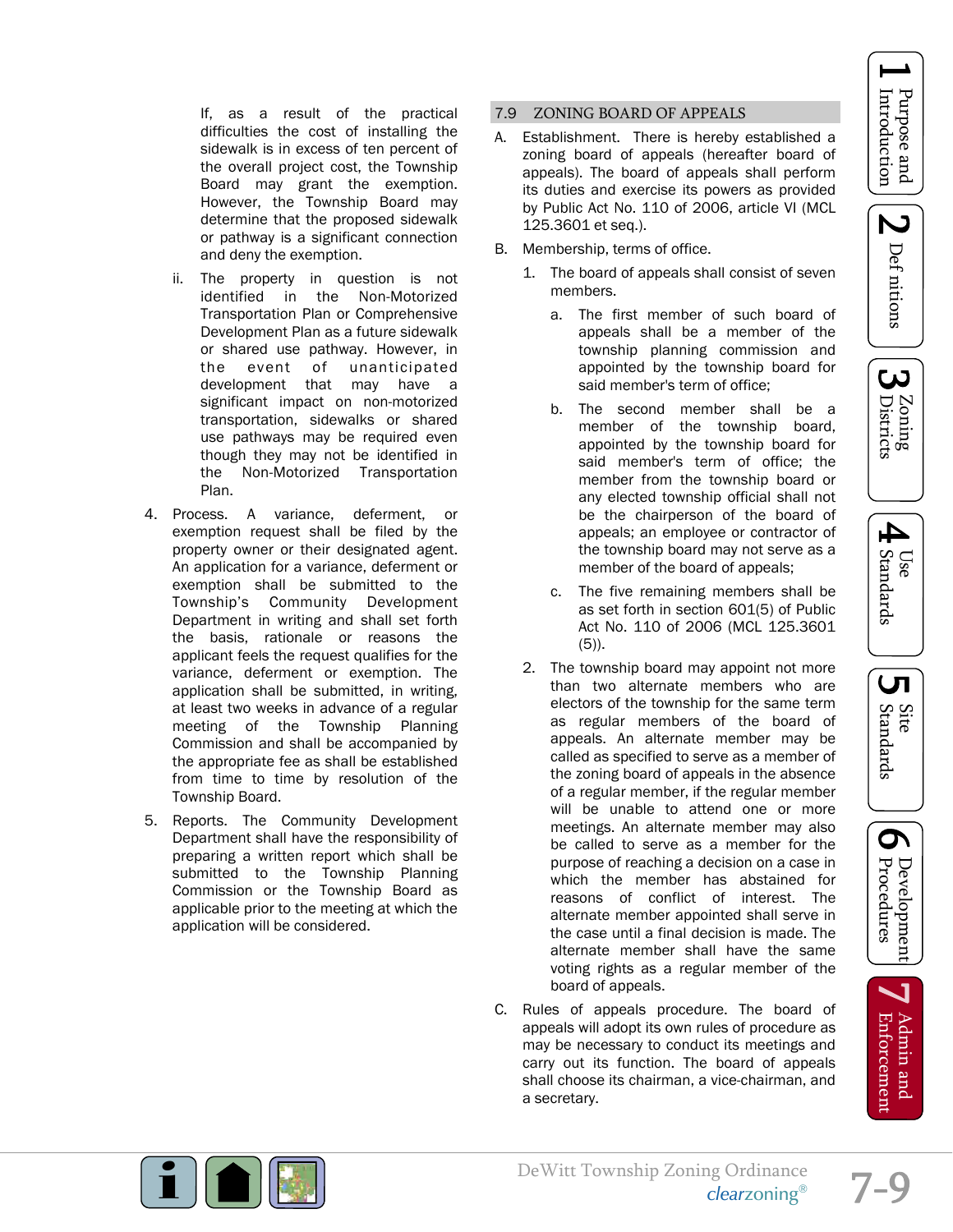If, as a result of the practical difficulties the cost of installing the sidewalk is in excess of ten percent of the overall project cost, the Township Board may grant the exemption. However, the Township Board may determine that the proposed sidewalk or pathway is a significant connection and deny the exemption.

ii. The property in question is not identified in the Non-Motorized Transportation Plan or Comprehensive Development Plan as a future sidewalk or shared use pathway. However, in the event of unanticipated development that may have a significant impact on non-motorized transportation, sidewalks or shared use pathways may be required even though they may not be identified in the Non-Motorized Transportation Plan.

4. Process. A variance, deferment, or exemption request shall be filed by the property owner or their designated agent. An application for a variance, deferment or exemption shall be submitted to the Township's Community Development Department in writing and shall set forth the basis, rationale or reasons the applicant feels the request qualifies for the variance, deferment or exemption. The application shall be submitted, in writing, at least two weeks in advance of a regular meeting of the Township Planning Commission and shall be accompanied by the appropriate fee as shall be established from time to time by resolution of the Township Board.

5. Reports. The Community Development Department shall have the responsibility of preparing a written report which shall be submitted to the Township Planning Commission or the Township Board as applicable prior to the meeting at which the application will be considered.

## 7.9 ZONING BOARD OF APPEALS

A. Establishment. There is hereby established a zoning board of appeals (hereafter board of appeals). The board of appeals shall perform its duties and exercise its powers as provided by Public Act No. 110 of 2006, article VI (MCL 125.3601 et seq.).

B. Membership, terms of office.

1. The board of appeals shall consist of seven members.

   a. The first member of such board of appeals shall be a member of the township planning commission and appointed by the township board for said member's term of office;

   b. The second member shall be a member of the township board, appointed by the township board for said member's term of office; the member from the township board or any elected township official shall not be the chairperson of the board of appeals; an employee or contractor of the township board may not serve as a member of the board of appeals;

   c. The five remaining members shall be as set forth in section 601(5) of Public Act No. 110 of 2006 (MCL 125.3601 (5)).

2. The township board may appoint not more than two alternate members who are electors of the township for the same term as regular members of the board of appeals. An alternate member may be called as specified to serve as a member of the zoning board of appeals in the absence of a regular member, if the regular member will be unable to attend one or more meetings. An alternate member may also be called to serve as a member for the purpose of reaching a decision on a case in which the member has abstained for reasons of conflict of interest. The alternate member appointed shall serve in the case until a final decision is made. The alternate member shall have the same voting rights as a regular member of the board of appeals.

C. Rules of appeals procedure. The board of appeals will adopt its own rules of procedure as may be necessary to conduct its meetings and carry out its function. The board of appeals shall choose its chairman, a vice-chairman, and a secretary.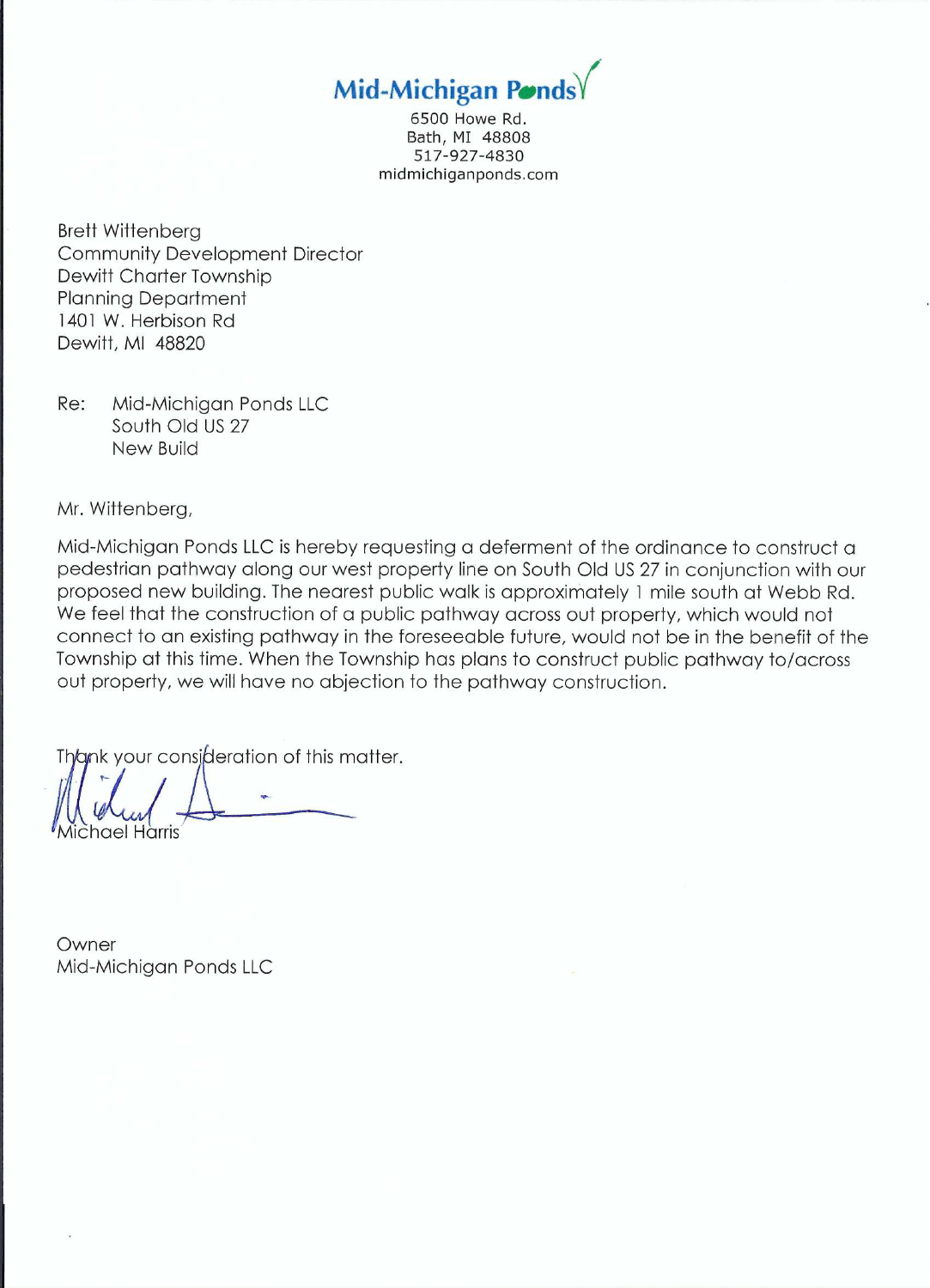**Mid-Michigan Ponds**

6500 Howe Rd.
Bath, MI 48808
517-927-4830
midmichiganponds.com

Brett Wittenberg
Community Development Director
Dewitt Charter Township
Planning Department
1401 W. Herbison Rd
Dewitt, MI 48820

Re: Mid-Michigan Ponds LLC
South Old US 27
New Build

Mr. Wittenberg,

Mid-Michigan Ponds LLC is hereby requesting a deferment of the ordinance to construct a pedestrian pathway along our west property line on South Old US 27 in conjunction with our proposed new building. The nearest public walk is approximately 1 mile south at Webb Rd. We feel that the construction of a public pathway across out property, which would not connect to an existing pathway in the foreseeable future, would not be in the benefit of the Township at this time. When the Township has plans to construct public pathway to/across out property, we will have no objection to the pathway construction.

Thank your consideration of this matter.

Michael Harris

Owner
Mid-Michigan Ponds LLC